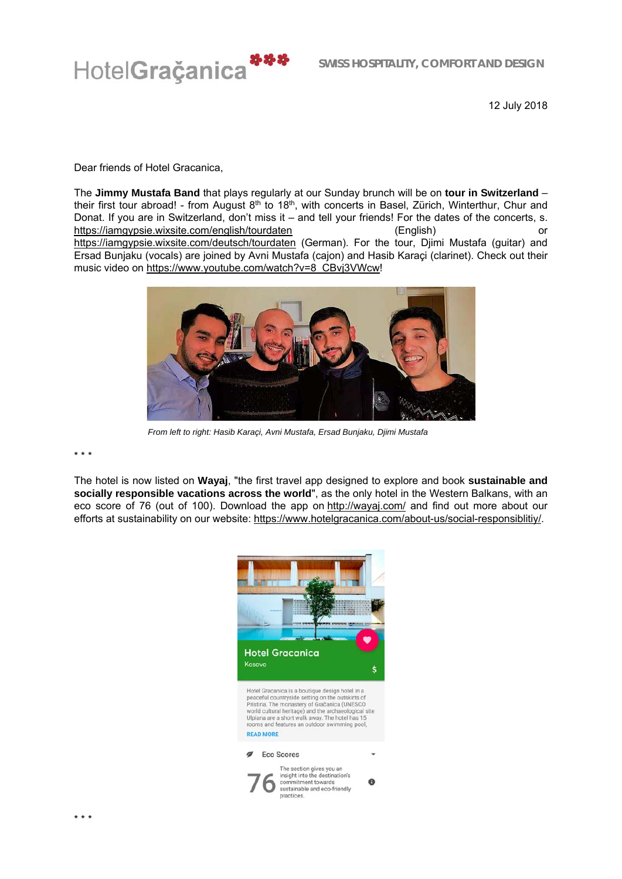HotelGraçanica

**SWISS HOSPITALITY, COMFORT AND DESIGN**

12 July 2018

Dear friends of Hotel Gracanica,

The **Jimmy Mustafa Band** that plays regularly at our Sunday brunch will be on **tour in Switzerland** – their first tour abroad! - from August 8th to 18th, with concerts in Basel, Zürich, Winterthur, Chur and Donat. If you are in Switzerland, don't miss it – and tell your friends! For the dates of the concerts, s. https://iamgypsie.wixsite.com/english/tourdaten (English) or https://iamgypsie.wixsite.com/deutsch/tourdaten (German). For the tour, Djimi Mustafa (guitar) and Ersad Bunjaku (vocals) are joined by Avni Mustafa (cajon) and Hasib Karaçi (clarinet). Check out their music video on https://www.youtube.com/watch?v=8_CBvj3VWcw!

*From left to right: Hasib Karaçi, Avni Mustafa, Ersad Bunjaku, Djimi Mustafa*

\* \* \*

The hotel is now listed on **Wayaj**, "the first travel app designed to explore and book **sustainable and socially responsible vacations across the world**", as the only hotel in the Western Balkans, with an eco score of 76 (out of 100). Download the app on http://wayaj.com/ and find out more about our efforts at sustainability on our website: https://www.hotelgracanica.com/about-us/social-responsiblitiy/.

\* \* \*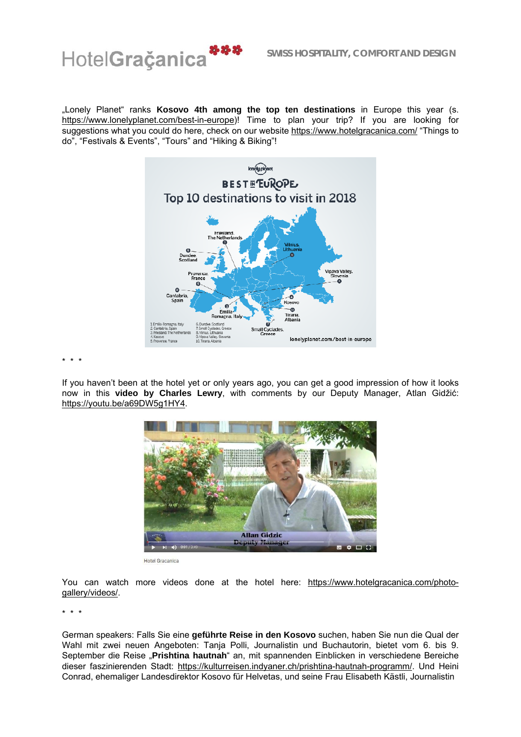„Lonely Planet" ranks **Kosovo 4th among the top ten destinations** in Europe this year (s. https://www.lonelyplanet.com/best-in-europe)! Time to plan your trip? If you are looking for suggestions what you could do here, check on our website https://www.hotelgracanica.com/ "Things to do", "Festivals & Events", "Tours" and "Hiking & Biking"!

\* \* \*

If you haven't been at the hotel yet or only years ago, you can get a good impression of how it looks now in this **video by Charles Lewry**, with comments by our Deputy Manager, Atlan Gidžić: https://youtu.be/a69DW5g1HY4.

Hotel Gracanica

You can watch more videos done at the hotel here: https://www.hotelgracanica.com/photo-gallery/videos/.

\* \* \*

German speakers: Falls Sie eine **geführte Reise in den Kosovo** suchen, haben Sie nun die Qual der Wahl mit zwei neuen Angeboten: Tanja Polli, Journalistin und Buchautorin, bietet vom 6. bis 9. September die Reise „**Prishtina hautnah**" an, mit spannenden Einblicken in verschiedene Bereiche dieser faszinierenden Stadt: https://kulturreisen.indyaner.ch/prishtina-hautnah-programm/. Und Heini Conrad, ehemaliger Landesdirektor Kosovo für Helvetas, und seine Frau Elisabeth Kästli, Journalistin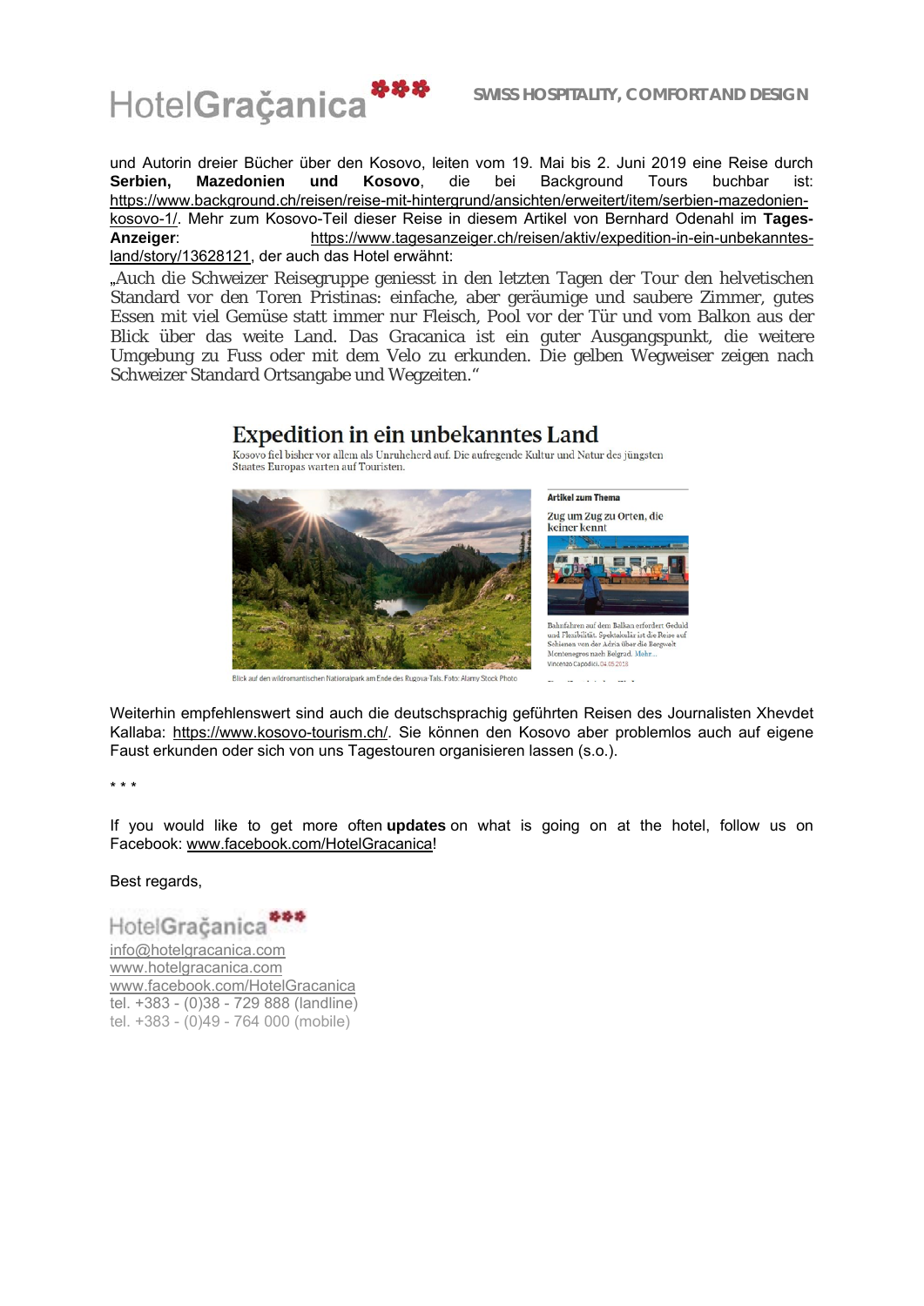und Autorin dreier Bücher über den Kosovo, leiten vom 19. Mai bis 2. Juni 2019 eine Reise durch **Serbien, Mazedonien und Kosovo**, die bei Background Tours buchbar ist: https://www.background.ch/reisen/reise-mit-hintergrund/ansichten/erweitert/item/serbien-mazedonien-kosovo-1/. Mehr zum Kosovo-Teil dieser Reise in diesem Artikel von Bernhard Odenahl im **Tages-Anzeiger**: https://www.tagesanzeiger.ch/reisen/aktiv/expedition-in-ein-unbekanntes-land/story/13628121, der auch das Hotel erwähnt:

„Auch die Schweizer Reisegruppe geniesst in den letzten Tagen der Tour den helvetischen Standard vor den Toren Pristinas: einfache, aber geräumige und saubere Zimmer, gutes Essen mit viel Gemüse statt immer nur Fleisch, Pool vor der Tür und vom Balkon aus der Blick über das weite Land. Das Gracanica ist ein guter Ausgangspunkt, die weitere Umgebung zu Fuss oder mit dem Velo zu erkunden. Die gelben Wegweiser zeigen nach Schweizer Standard Ortsangabe und Wegzeiten."

Expedition in ein unbekanntes Land

Kosovo fiel bisher vor allem als Unruheherd auf. Die aufregende Kultur und Natur des jüngsten Staates Europas warten auf Touristen.

Blick auf den wildromantischen Nationalpark am Ende des Rugova-Tals. Foto: Alamy Stock Photo

Artikel zum Thema

Zug um Zug zu Orten, die keiner kennt

Bahnfahren auf dem Balkan erfordert Geduld und Flexibilität. Spektakulär ist die Reise auf Schienen von der Adria über die Bergwelt Montenegros nach Belgrad. Mehr...

Vincenzo Capodici. 04.05.2018

Weiterhin empfehlenswert sind auch die deutschsprachig geführten Reisen des Journalisten Xhevdet Kallaba: https://www.kosovo-tourism.ch/. Sie können den Kosovo aber problemlos auch auf eigene Faust erkunden oder sich von uns Tagestouren organisieren lassen (s.o.).

\* \* \*

If you would like to get more often **updates** on what is going on at the hotel, follow us on Facebook: www.facebook.com/HotelGracanica!

Best regards,

HotelGraçanica

info@hotelgracanica.com
www.hotelgracanica.com
www.facebook.com/HotelGracanica
tel. +383 - (0)38 - 729 888 (landline)
tel. +383 - (0)49 - 764 000 (mobile)